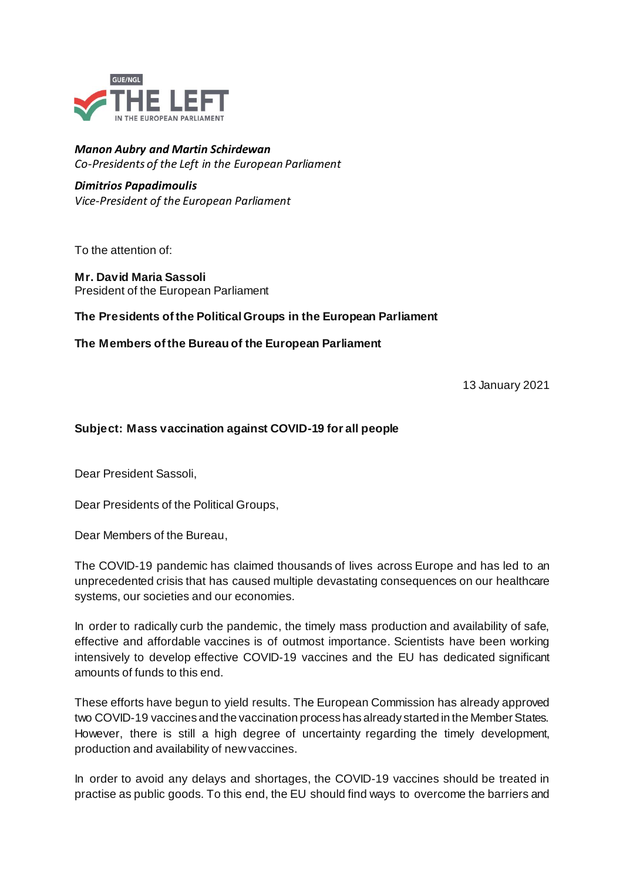GUE/NGL

THE LEFT

IN THE EUROPEAN PARLIAMENT

***Manon Aubry and Martin Schirdewan***
*Co-Presidents of the Left in the European Parliament*

***Dimitrios Papadimoulis***
*Vice-President of the European Parliament*

To the attention of:

**Mr. David Maria Sassoli**
President of the European Parliament

**The Presidents of the Political Groups in the European Parliament**

**The Members of the Bureau of the European Parliament**

13 January 2021

**Subject: Mass vaccination against COVID-19 for all people**

Dear President Sassoli,

Dear Presidents of the Political Groups,

Dear Members of the Bureau,

The COVID-19 pandemic has claimed thousands of lives across Europe and has led to an unprecedented crisis that has caused multiple devastating consequences on our healthcare systems, our societies and our economies.

In order to radically curb the pandemic, the timely mass production and availability of safe, effective and affordable vaccines is of outmost importance. Scientists have been working intensively to develop effective COVID-19 vaccines and the EU has dedicated significant amounts of funds to this end.

These efforts have begun to yield results. The European Commission has already approved two COVID-19 vaccines and the vaccination process has already started in the Member States. However, there is still a high degree of uncertainty regarding the timely development, production and availability of new vaccines.

In order to avoid any delays and shortages, the COVID-19 vaccines should be treated in practise as public goods. To this end, the EU should find ways to overcome the barriers and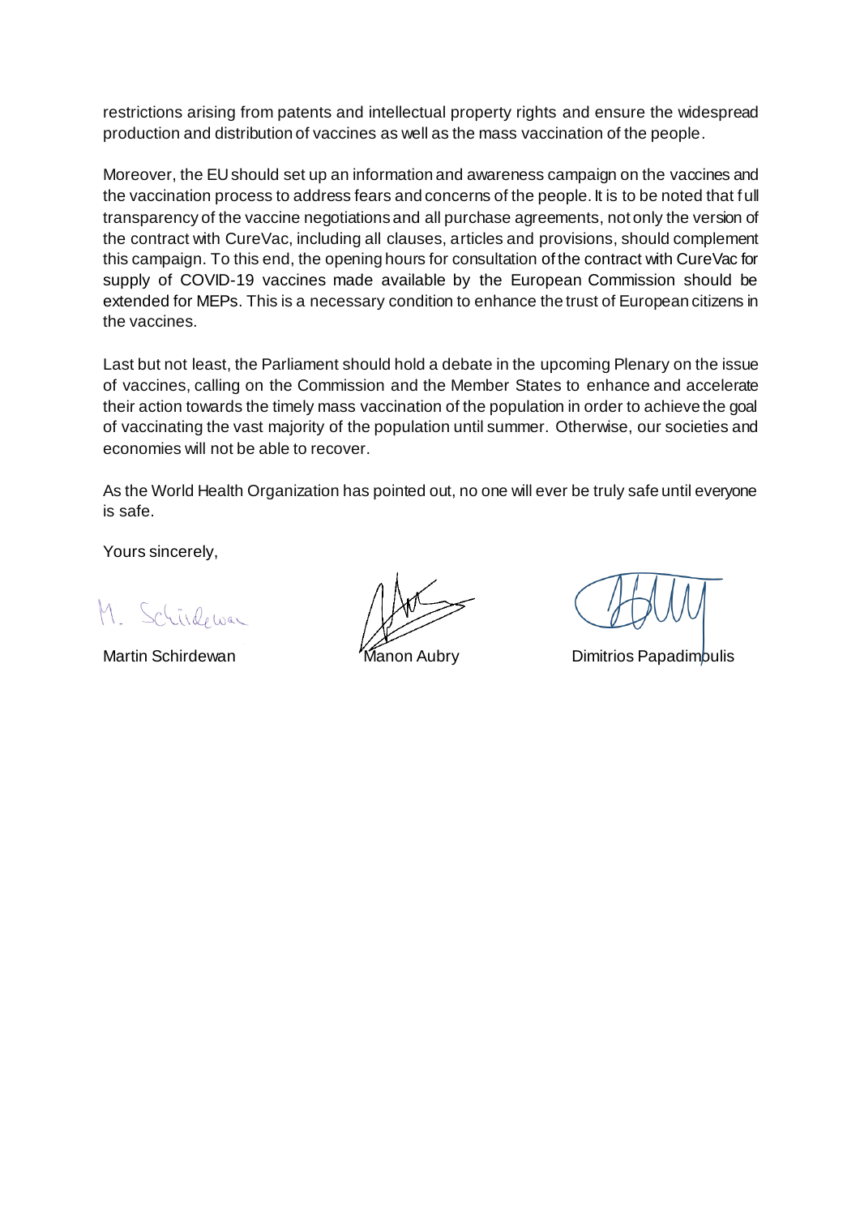restrictions arising from patents and intellectual property rights and ensure the widespread production and distribution of vaccines as well as the mass vaccination of the people.

Moreover, the EU should set up an information and awareness campaign on the vaccines and the vaccination process to address fears and concerns of the people. It is to be noted that full transparency of the vaccine negotiations and all purchase agreements, not only the version of the contract with CureVac, including all clauses, articles and provisions, should complement this campaign. To this end, the opening hours for consultation of the contract with CureVac for supply of COVID-19 vaccines made available by the European Commission should be extended for MEPs. This is a necessary condition to enhance the trust of European citizens in the vaccines.

Last but not least, the Parliament should hold a debate in the upcoming Plenary on the issue of vaccines, calling on the Commission and the Member States to enhance and accelerate their action towards the timely mass vaccination of the population in order to achieve the goal of vaccinating the vast majority of the population until summer. Otherwise, our societies and economies will not be able to recover.

As the World Health Organization has pointed out, no one will ever be truly safe until everyone is safe.

Yours sincerely,

Martin Schirdewan | Manon Aubry | Dimitrios Papadimoulis